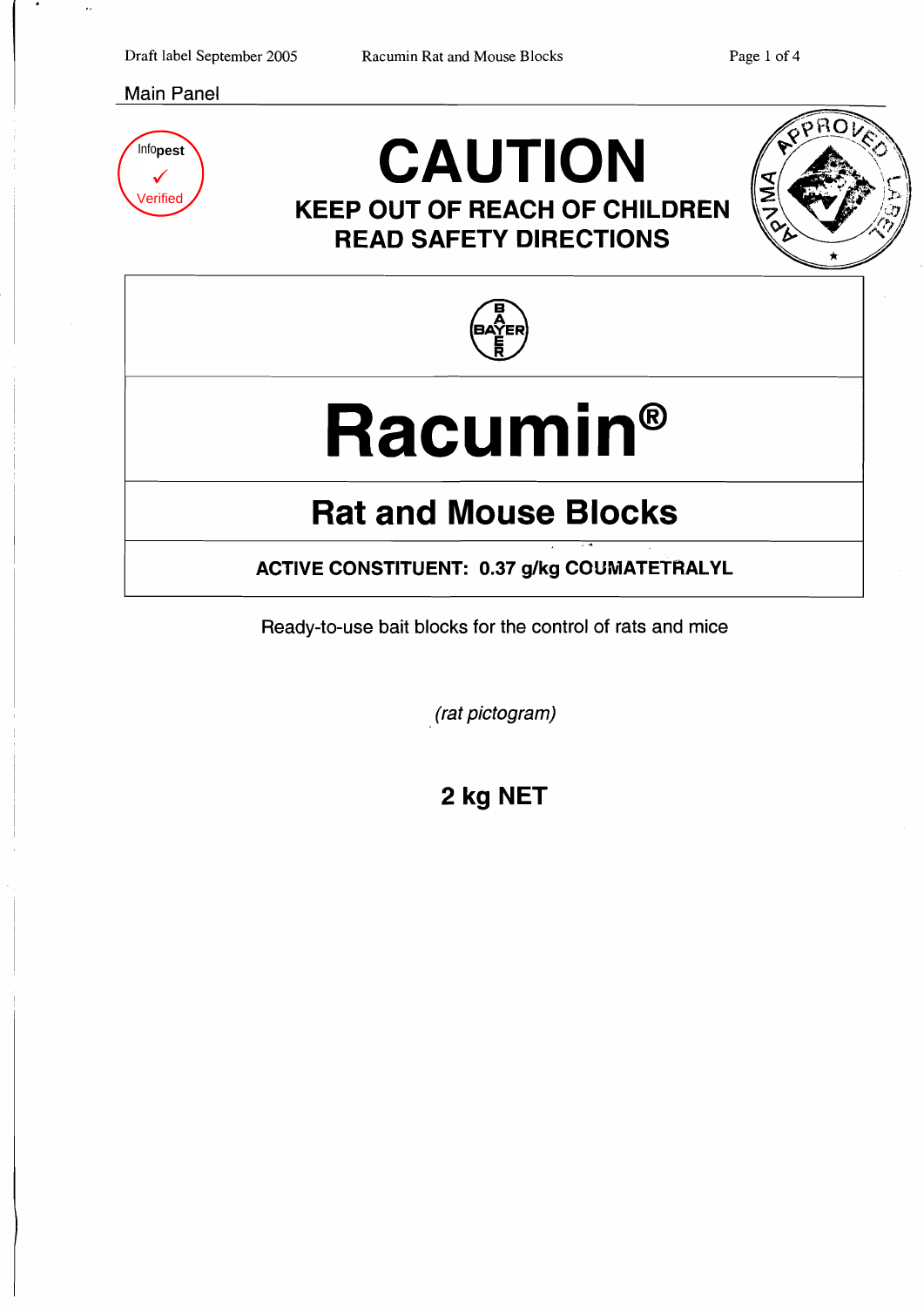Main Panel

Infopest ✓ Verified

# CAUTION

**KEEP OUT OF REACH OF CHILDREN**
**READ SAFETY DIRECTIONS**

APVMA APPROVED LABEL

BAYER

# Racumin®

## Rat and Mouse Blocks

**ACTIVE CONSTITUENT: 0.37 g/kg COUMATETRALYL**

Ready-to-use bait blocks for the control of rats and mice

*(rat pictogram)*

**2 kg NET**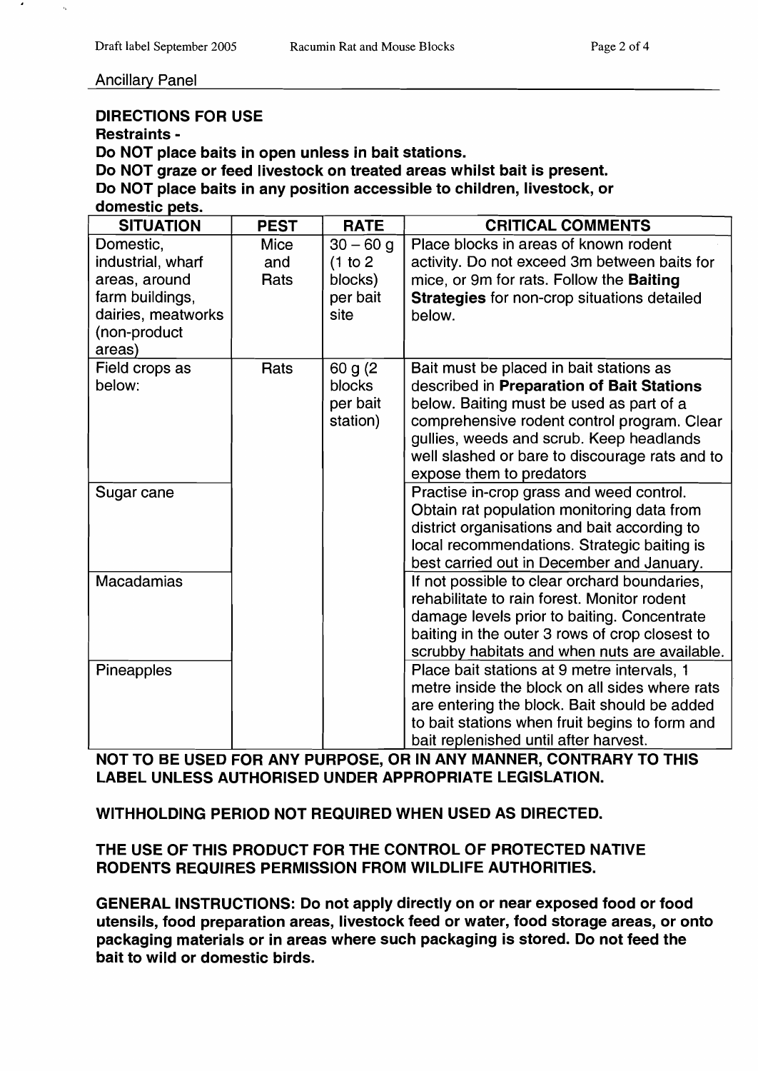Ancillary Panel

**DIRECTIONS FOR USE**

**Restraints -**

**Do NOT place baits in open unless in bait stations.**

**Do NOT graze or feed livestock on treated areas whilst bait is present.**

**Do NOT place baits in any position accessible to children, livestock, or domestic pets.**

| SITUATION | PEST | RATE | CRITICAL COMMENTS |
|---|---|---|---|
| Domestic, industrial, wharf areas, around farm buildings, dairies, meatworks (non-product areas) | Mice and Rats | 30 – 60 g (1 to 2 blocks) per bait site | Place blocks in areas of known rodent activity. Do not exceed 3m between baits for mice, or 9m for rats. Follow the **Baiting Strategies** for non-crop situations detailed below. |
| Field crops as below: | Rats | 60 g (2 blocks per bait station) | Bait must be placed in bait stations as described in **Preparation of Bait Stations** below. Baiting must be used as part of a comprehensive rodent control program. Clear gullies, weeds and scrub. Keep headlands well slashed or bare to discourage rats and to expose them to predators |
| Sugar cane | | | Practise in-crop grass and weed control. Obtain rat population monitoring data from district organisations and bait according to local recommendations. Strategic baiting is best carried out in December and January. |
| Macadamias | | | If not possible to clear orchard boundaries, rehabilitate to rain forest. Monitor rodent damage levels prior to baiting. Concentrate baiting in the outer 3 rows of crop closest to scrubby habitats and when nuts are available. |
| Pineapples | | | Place bait stations at 9 metre intervals, 1 metre inside the block on all sides where rats are entering the block. Bait should be added to bait stations when fruit begins to form and bait replenished until after harvest. |

**NOT TO BE USED FOR ANY PURPOSE, OR IN ANY MANNER, CONTRARY TO THIS LABEL UNLESS AUTHORISED UNDER APPROPRIATE LEGISLATION.**

**WITHHOLDING PERIOD NOT REQUIRED WHEN USED AS DIRECTED.**

**THE USE OF THIS PRODUCT FOR THE CONTROL OF PROTECTED NATIVE RODENTS REQUIRES PERMISSION FROM WILDLIFE AUTHORITIES.**

**GENERAL INSTRUCTIONS: Do not apply directly on or near exposed food or food utensils, food preparation areas, livestock feed or water, food storage areas, or onto packaging materials or in areas where such packaging is stored. Do not feed the bait to wild or domestic birds.**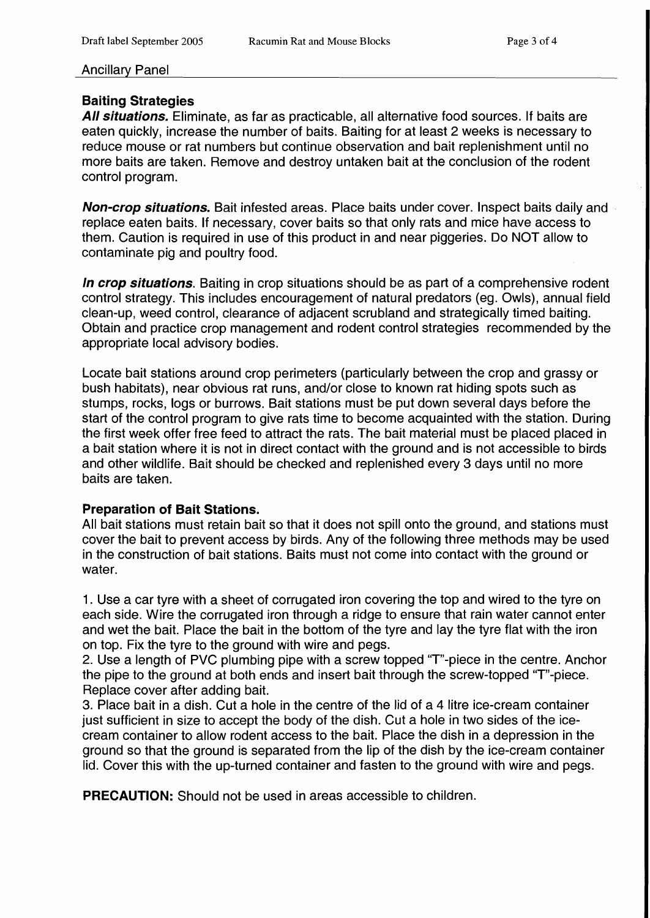Ancillary Panel

## Baiting Strategies

***All situations.*** Eliminate, as far as practicable, all alternative food sources. If baits are eaten quickly, increase the number of baits. Baiting for at least 2 weeks is necessary to reduce mouse or rat numbers but continue observation and bait replenishment until no more baits are taken. Remove and destroy untaken bait at the conclusion of the rodent control program.

***Non-crop situations.*** Bait infested areas. Place baits under cover. Inspect baits daily and replace eaten baits. If necessary, cover baits so that only rats and mice have access to them. Caution is required in use of this product in and near piggeries. Do NOT allow to contaminate pig and poultry food.

***In crop situations***. Baiting in crop situations should be as part of a comprehensive rodent control strategy. This includes encouragement of natural predators (eg. Owls), annual field clean-up, weed control, clearance of adjacent scrubland and strategically timed baiting. Obtain and practice crop management and rodent control strategies recommended by the appropriate local advisory bodies.

Locate bait stations around crop perimeters (particularly between the crop and grassy or bush habitats), near obvious rat runs, and/or close to known rat hiding spots such as stumps, rocks, logs or burrows. Bait stations must be put down several days before the start of the control program to give rats time to become acquainted with the station. During the first week offer free feed to attract the rats. The bait material must be placed placed in a bait station where it is not in direct contact with the ground and is not accessible to birds and other wildlife. Bait should be checked and replenished every 3 days until no more baits are taken.

## Preparation of Bait Stations.

All bait stations must retain bait so that it does not spill onto the ground, and stations must cover the bait to prevent access by birds. Any of the following three methods may be used in the construction of bait stations. Baits must not come into contact with the ground or water.

1. Use a car tyre with a sheet of corrugated iron covering the top and wired to the tyre on each side. Wire the corrugated iron through a ridge to ensure that rain water cannot enter and wet the bait. Place the bait in the bottom of the tyre and lay the tyre flat with the iron on top. Fix the tyre to the ground with wire and pegs.
2. Use a length of PVC plumbing pipe with a screw topped "T"-piece in the centre. Anchor the pipe to the ground at both ends and insert bait through the screw-topped "T"-piece. Replace cover after adding bait.
3. Place bait in a dish. Cut a hole in the centre of the lid of a 4 litre ice-cream container just sufficient in size to accept the body of the dish. Cut a hole in two sides of the ice-cream container to allow rodent access to the bait. Place the dish in a depression in the ground so that the ground is separated from the lip of the dish by the ice-cream container lid. Cover this with the up-turned container and fasten to the ground with wire and pegs.

**PRECAUTION:** Should not be used in areas accessible to children.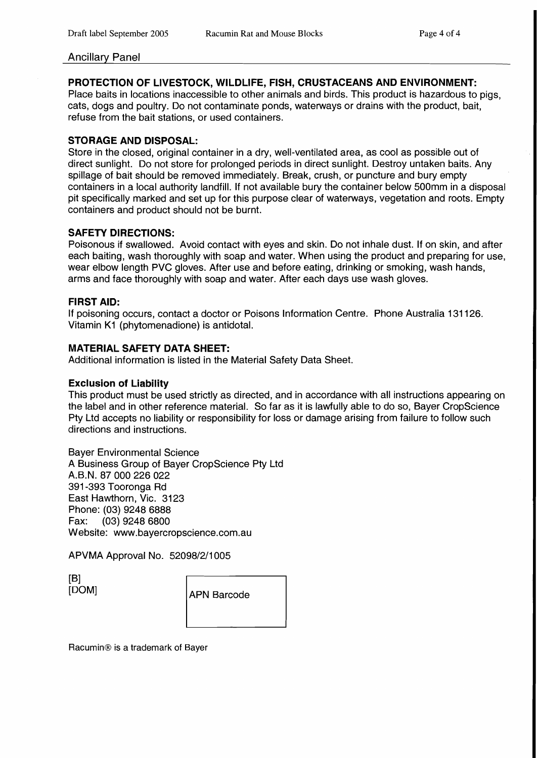## Ancillary Panel

### PROTECTION OF LIVESTOCK, WILDLIFE, FISH, CRUSTACEANS AND ENVIRONMENT:

Place baits in locations inaccessible to other animals and birds. This product is hazardous to pigs, cats, dogs and poultry. Do not contaminate ponds, waterways or drains with the product, bait, refuse from the bait stations, or used containers.

### STORAGE AND DISPOSAL:

Store in the closed, original container in a dry, well-ventilated area, as cool as possible out of direct sunlight. Do not store for prolonged periods in direct sunlight. Destroy untaken baits. Any spillage of bait should be removed immediately. Break, crush, or puncture and bury empty containers in a local authority landfill. If not available bury the container below 500mm in a disposal pit specifically marked and set up for this purpose clear of waterways, vegetation and roots. Empty containers and product should not be burnt.

### SAFETY DIRECTIONS:

Poisonous if swallowed. Avoid contact with eyes and skin. Do not inhale dust. If on skin, and after each baiting, wash thoroughly with soap and water. When using the product and preparing for use, wear elbow length PVC gloves. After use and before eating, drinking or smoking, wash hands, arms and face thoroughly with soap and water. After each days use wash gloves.

### FIRST AID:

If poisoning occurs, contact a doctor or Poisons Information Centre. Phone Australia 131126. Vitamin K1 (phytomenadione) is antidotal.

### MATERIAL SAFETY DATA SHEET:

Additional information is listed in the Material Safety Data Sheet.

### Exclusion of Liability

This product must be used strictly as directed, and in accordance with all instructions appearing on the label and in other reference material. So far as it is lawfully able to do so, Bayer CropScience Pty Ltd accepts no liability or responsibility for loss or damage arising from failure to follow such directions and instructions.

Bayer Environmental Science
A Business Group of Bayer CropScience Pty Ltd
A.B.N. 87 000 226 022
391-393 Tooronga Rd
East Hawthorn, Vic. 3123
Phone: (03) 9248 6888
Fax: (03) 9248 6800
Website: www.bayercropscience.com.au

APVMA Approval No. 52098/2/1005

[B]
[DOM]

APN Barcode

Racumin® is a trademark of Bayer